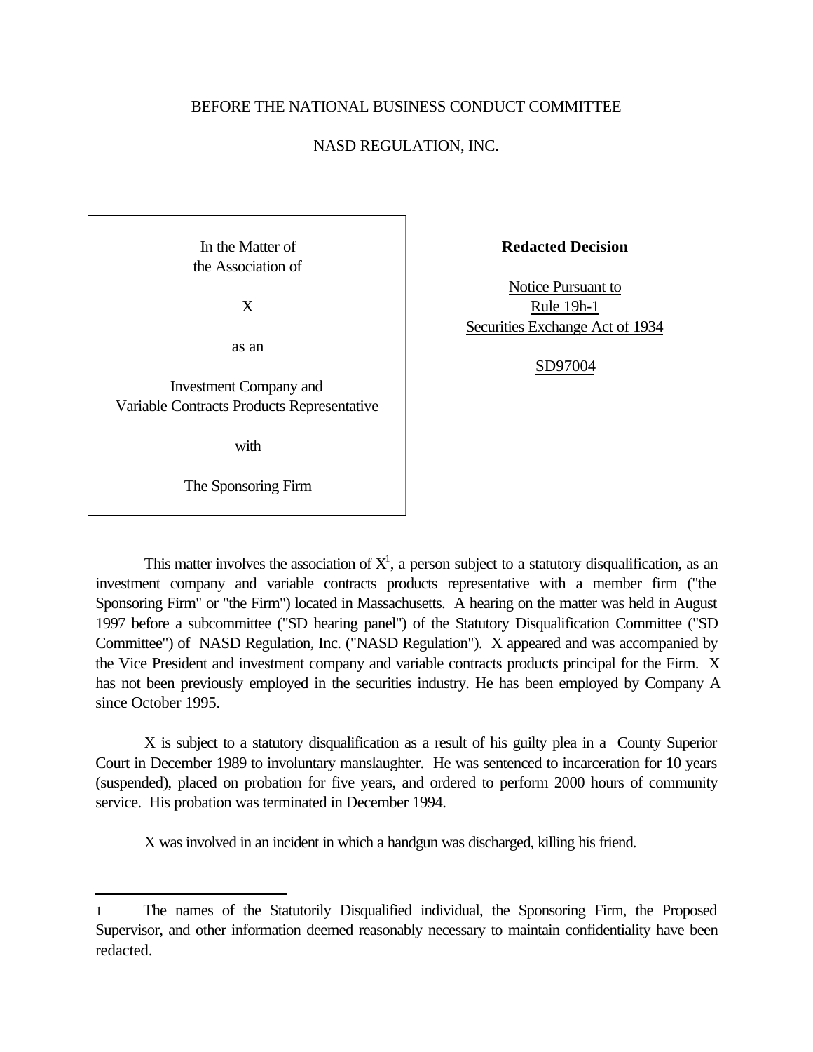BEFORE THE NATIONAL BUSINESS CONDUCT COMMITTEE

NASD REGULATION, INC.

In the Matter of
the Association of

X

as an

Investment Company and
Variable Contracts Products Representative

with

The Sponsoring Firm

**Redacted Decision**

Notice Pursuant to
Rule 19h-1
Securities Exchange Act of 1934

SD97004

This matter involves the association of X[1], a person subject to a statutory disqualification, as an investment company and variable contracts products representative with a member firm ("the Sponsoring Firm" or "the Firm") located in Massachusetts. A hearing on the matter was held in August 1997 before a subcommittee ("SD hearing panel") of the Statutory Disqualification Committee ("SD Committee") of NASD Regulation, Inc. ("NASD Regulation"). X appeared and was accompanied by the Vice President and investment company and variable contracts products principal for the Firm. X has not been previously employed in the securities industry. He has been employed by Company A since October 1995.

X is subject to a statutory disqualification as a result of his guilty plea in a County Superior Court in December 1989 to involuntary manslaughter. He was sentenced to incarceration for 10 years (suspended), placed on probation for five years, and ordered to perform 2000 hours of community service. His probation was terminated in December 1994.

X was involved in an incident in which a handgun was discharged, killing his friend.

---

[1] The names of the Statutorily Disqualified individual, the Sponsoring Firm, the Proposed Supervisor, and other information deemed reasonably necessary to maintain confidentiality have been redacted.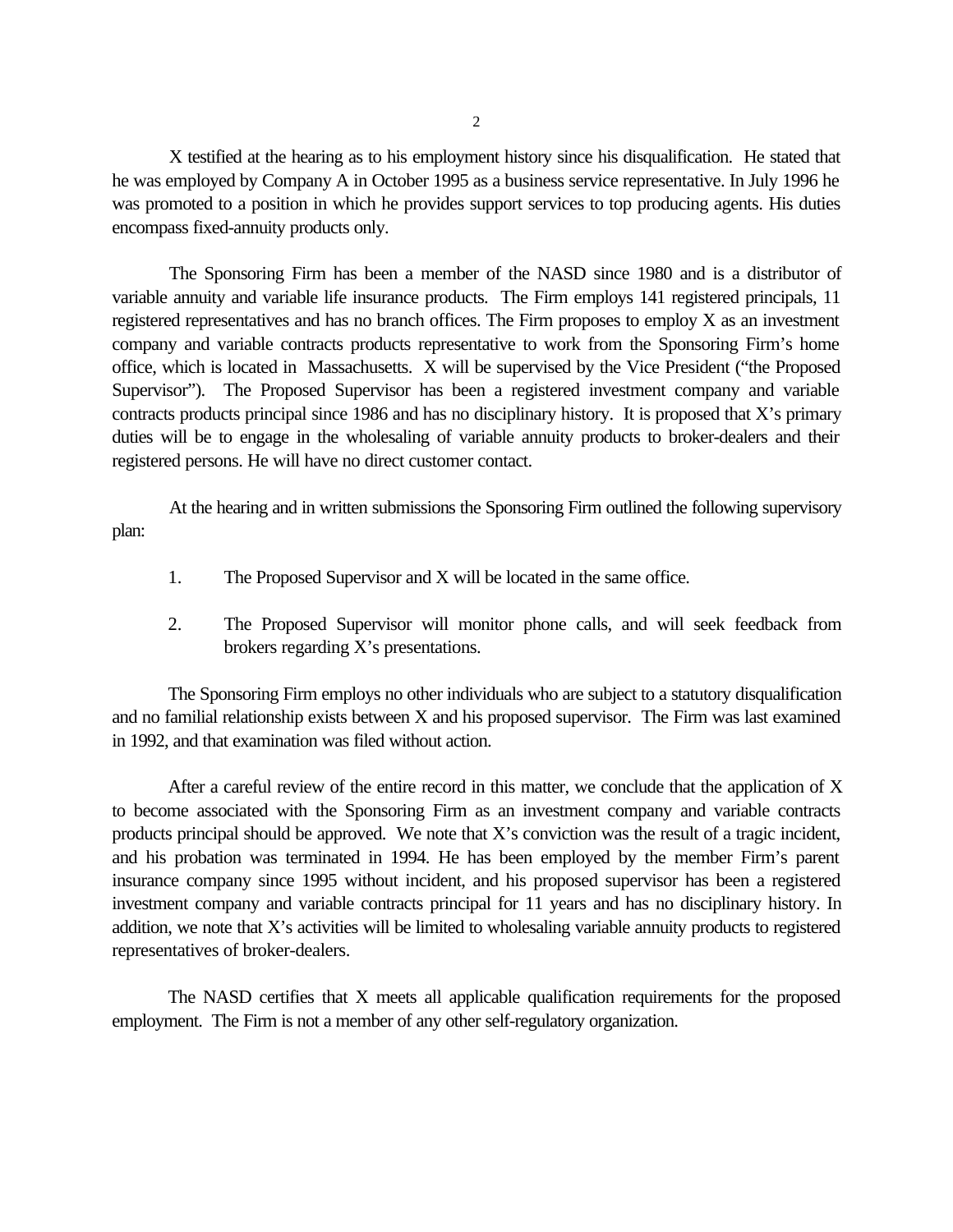X testified at the hearing as to his employment history since his disqualification. He stated that he was employed by Company A in October 1995 as a business service representative. In July 1996 he was promoted to a position in which he provides support services to top producing agents. His duties encompass fixed-annuity products only.

The Sponsoring Firm has been a member of the NASD since 1980 and is a distributor of variable annuity and variable life insurance products. The Firm employs 141 registered principals, 11 registered representatives and has no branch offices. The Firm proposes to employ X as an investment company and variable contracts products representative to work from the Sponsoring Firm's home office, which is located in Massachusetts. X will be supervised by the Vice President ("the Proposed Supervisor"). The Proposed Supervisor has been a registered investment company and variable contracts products principal since 1986 and has no disciplinary history. It is proposed that X's primary duties will be to engage in the wholesaling of variable annuity products to broker-dealers and their registered persons. He will have no direct customer contact.

At the hearing and in written submissions the Sponsoring Firm outlined the following supervisory plan:

1. The Proposed Supervisor and X will be located in the same office.
2. The Proposed Supervisor will monitor phone calls, and will seek feedback from brokers regarding X's presentations.

The Sponsoring Firm employs no other individuals who are subject to a statutory disqualification and no familial relationship exists between X and his proposed supervisor. The Firm was last examined in 1992, and that examination was filed without action.

After a careful review of the entire record in this matter, we conclude that the application of X to become associated with the Sponsoring Firm as an investment company and variable contracts products principal should be approved. We note that X's conviction was the result of a tragic incident, and his probation was terminated in 1994. He has been employed by the member Firm's parent insurance company since 1995 without incident, and his proposed supervisor has been a registered investment company and variable contracts principal for 11 years and has no disciplinary history. In addition, we note that X's activities will be limited to wholesaling variable annuity products to registered representatives of broker-dealers.

The NASD certifies that X meets all applicable qualification requirements for the proposed employment. The Firm is not a member of any other self-regulatory organization.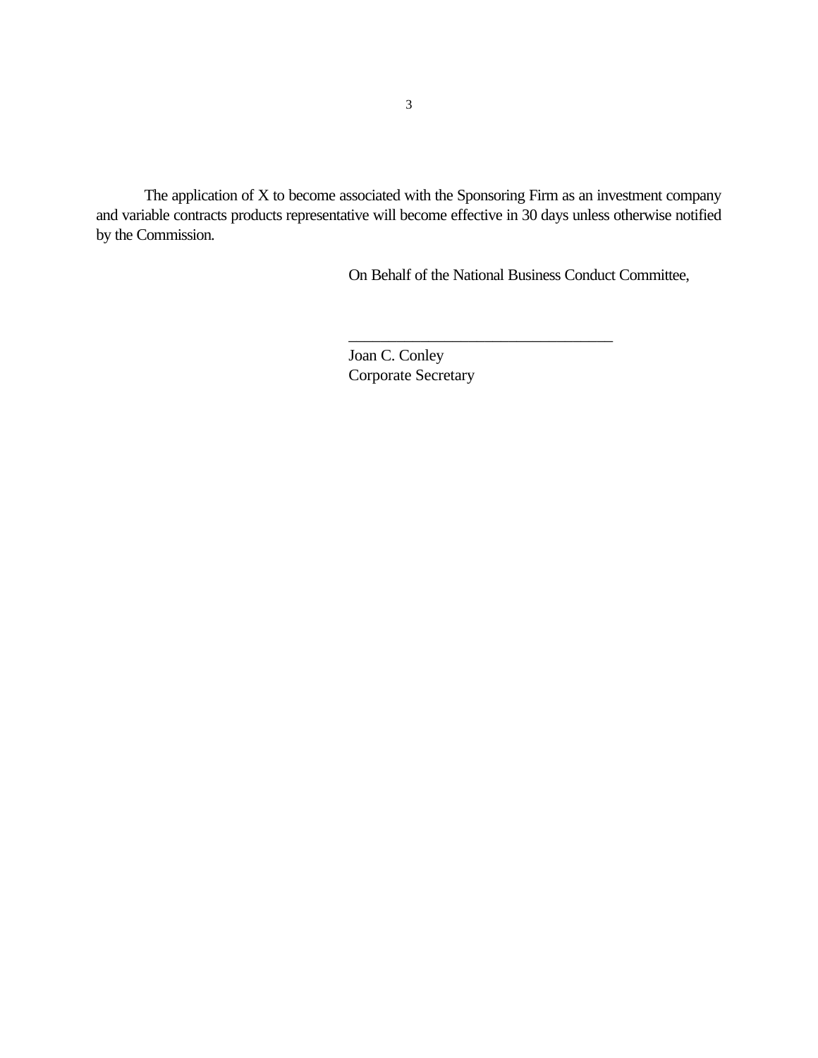The application of X to become associated with the Sponsoring Firm as an investment company and variable contracts products representative will become effective in 30 days unless otherwise notified by the Commission.

On Behalf of the National Business Conduct Committee,

\_\_\_\_\_\_\_\_\_\_\_\_\_\_\_\_\_\_\_\_\_\_\_\_\_\_\_\_\_\_\_\_\_\_\_

Joan C. Conley
Corporate Secretary